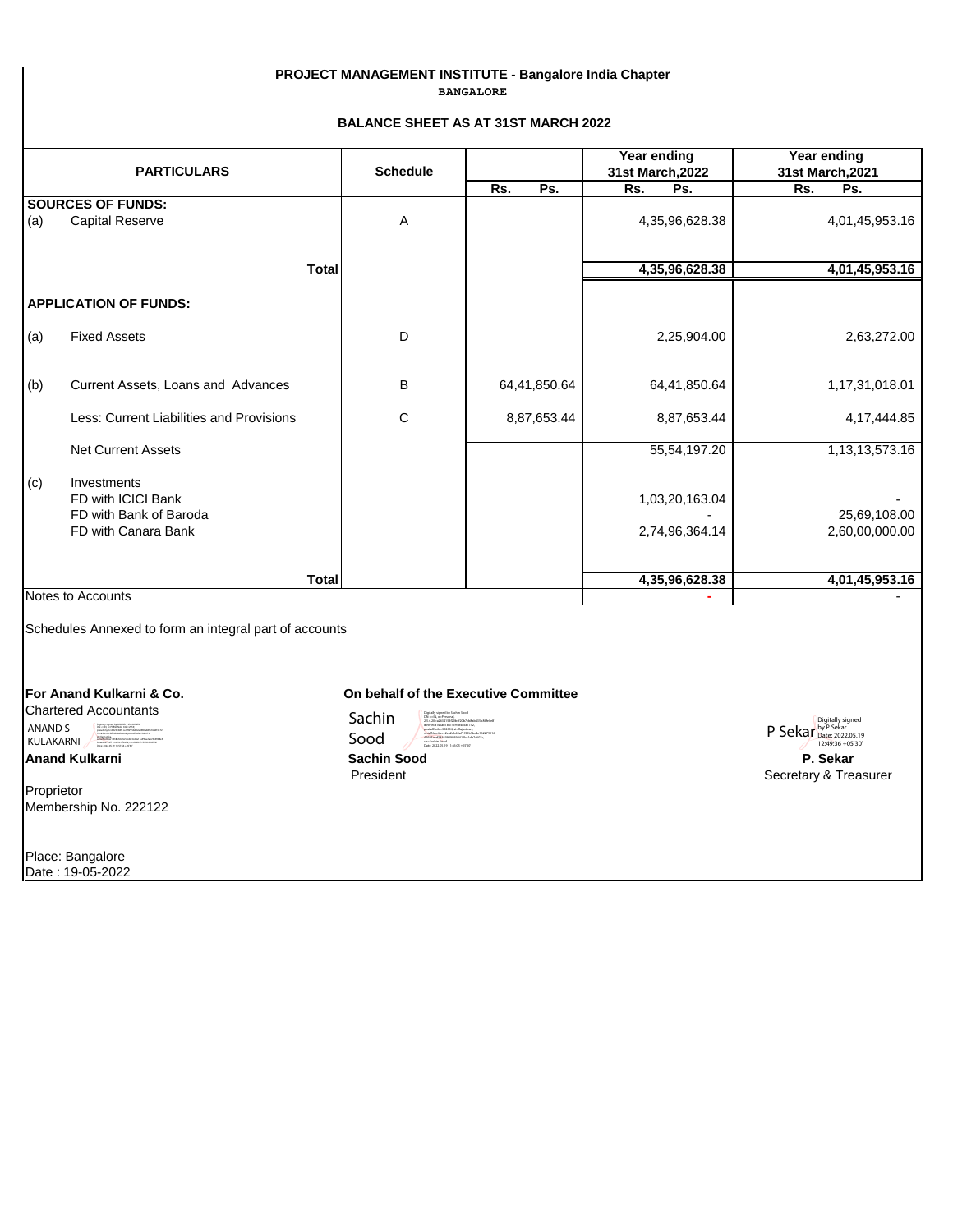# PROJECT MANAGEMENT INSTITUTE - Bangalore India Chapter

**BANGALORE**

## BALANCE SHEET AS AT 31ST MARCH 2022

| | PARTICULARS | Schedule | | Year ending 31st March,2022 | Year ending 31st March,2021 |
|---|---|---|---|---|---|
| | | | Rs. Ps. | Rs. Ps. | Rs. Ps. |
| **SOURCES OF FUNDS:** | | | | | |
| (a) | Capital Reserve | A | | 4,35,96,628.38 | 4,01,45,953.16 |
| | **Total** | | | **4,35,96,628.38** | **4,01,45,953.16** |
| **APPLICATION OF FUNDS:** | | | | | |
| (a) | Fixed Assets | D | | 2,25,904.00 | 2,63,272.00 |
| (b) | Current Assets, Loans and Advances | B | 64,41,850.64 | 64,41,850.64 | 1,17,31,018.01 |
| | Less: Current Liabilities and Provisions | C | 8,87,653.44 | 8,87,653.44 | 4,17,444.85 |
| | Net Current Assets | | | 55,54,197.20 | 1,13,13,573.16 |
| (c) | Investments | | | | |
| | FD with ICICI Bank | | | 1,03,20,163.04 | - |
| | FD with Bank of Baroda | | | - | 25,69,108.00 |
| | FD with Canara Bank | | | 2,74,96,364.14 | 2,60,00,000.00 |
| | **Total** | | | **4,35,96,628.38** | **4,01,45,953.16** |
| Notes to Accounts | | | | - | - |

Schedules Annexed to form an integral part of accounts

**For Anand Kulkarni & Co.**
Chartered Accountants

**Anand Kulkarni**
Proprietor
Membership No. 222122

Place: Bangalore
Date : 19-05-2022

**On behalf of the Executive Committee**

**Sachin Sood**
President

**P. Sekar**
Secretary & Treasurer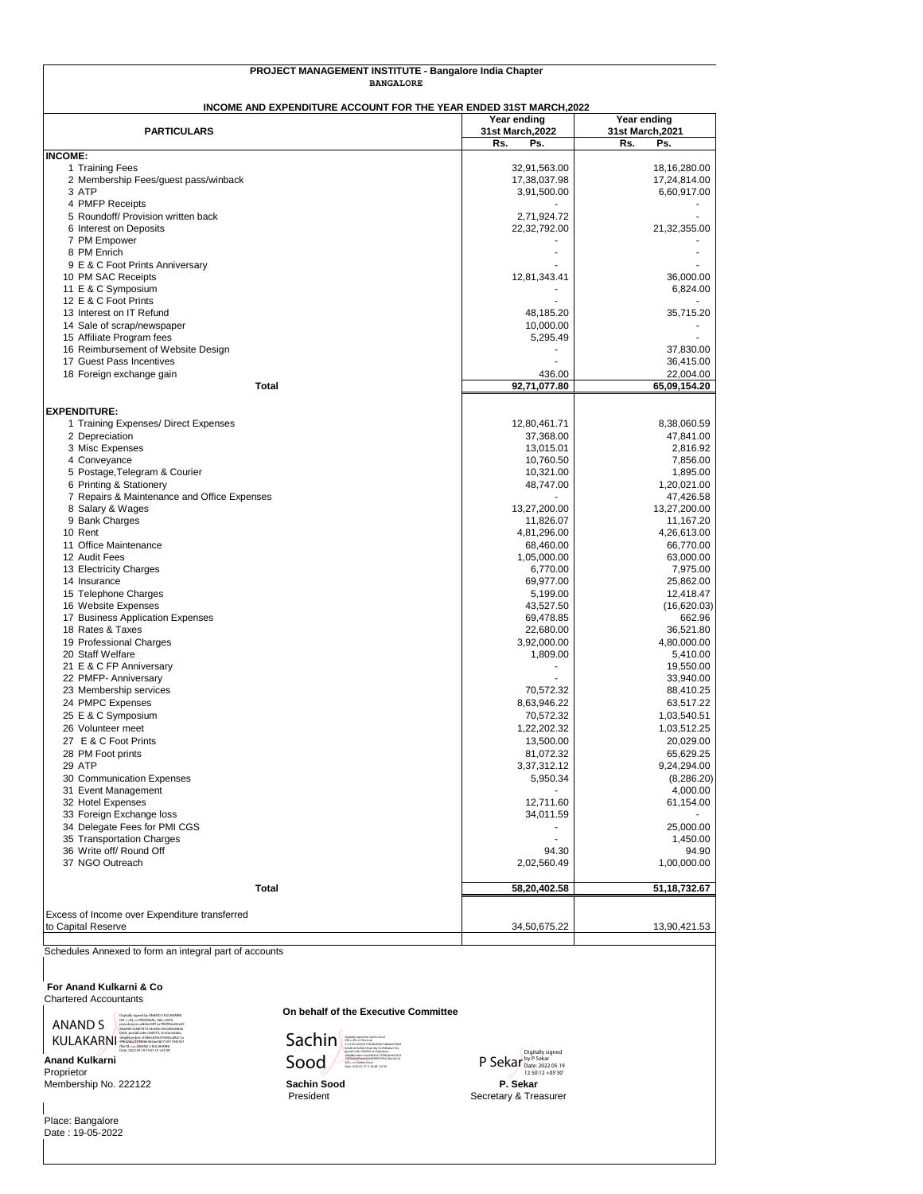**PROJECT MANAGEMENT INSTITUTE - Bangalore India Chapter**
**BANGALORE**

**INCOME AND EXPENDITURE ACCOUNT FOR THE YEAR ENDED 31ST MARCH,2022**

| PARTICULARS | Year ending 31st March,2022 | Year ending 31st March,2021 |
|---|---|---|
| | Rs. Ps. | Rs. Ps. |
| **INCOME:** | | |
| 1 Training Fees | 32,91,563.00 | 18,16,280.00 |
| 2 Membership Fees/guest pass/winback | 17,38,037.98 | 17,24,814.00 |
| 3 ATP | 3,91,500.00 | 6,60,917.00 |
| 4 PMFP Receipts | - | - |
| 5 Roundoff/ Provision written back | 2,71,924.72 | - |
| 6 Interest on Deposits | 22,32,792.00 | 21,32,355.00 |
| 7 PM Empower | - | - |
| 8 PM Enrich | - | - |
| 9 E & C Foot Prints Anniversary | - | - |
| 10 PM SAC Receipts | 12,81,343.41 | 36,000.00 |
| 11 E & C Symposium | - | 6,824.00 |
| 12 E & C Foot Prints | - | - |
| 13 Interest on IT Refund | 48,185.20 | 35,715.20 |
| 14 Sale of scrap/newspaper | 10,000.00 | - |
| 15 Affiliate Program fees | 5,295.49 | - |
| 16 Reimbursement of Website Design | - | 37,830.00 |
| 17 Guest Pass Incentives | - | 36,415.00 |
| 18 Foreign exchange gain | 436.00 | 22,004.00 |
| **Total** | **92,71,077.80** | **65,09,154.20** |
| **EXPENDITURE:** | | |
| 1 Training Expenses/ Direct Expenses | 12,80,461.71 | 8,38,060.59 |
| 2 Depreciation | 37,368.00 | 47,841.00 |
| 3 Misc Expenses | 13,015.01 | 2,816.92 |
| 4 Conveyance | 10,760.50 | 7,856.00 |
| 5 Postage,Telegram & Courier | 10,321.00 | 1,895.00 |
| 6 Printing & Stationery | 48,747.00 | 1,20,021.00 |
| 7 Repairs & Maintenance and Office Expenses | - | 47,426.58 |
| 8 Salary & Wages | 13,27,200.00 | 13,27,200.00 |
| 9 Bank Charges | 11,826.07 | 11,167.20 |
| 10 Rent | 4,81,296.00 | 4,26,613.00 |
| 11 Office Maintenance | 68,460.00 | 66,770.00 |
| 12 Audit Fees | 1,05,000.00 | 63,000.00 |
| 13 Electricity Charges | 6,770.00 | 7,975.00 |
| 14 Insurance | 69,977.00 | 25,862.00 |
| 15 Telephone Charges | 5,199.00 | 12,418.47 |
| 16 Website Expenses | 43,527.50 | (16,620.03) |
| 17 Business Application Expenses | 69,478.85 | 662.96 |
| 18 Rates & Taxes | 22,680.00 | 36,521.80 |
| 19 Professional Charges | 3,92,000.00 | 4,80,000.00 |
| 20 Staff Welfare | 1,809.00 | 5,410.00 |
| 21 E & C FP Anniversary | - | 19,550.00 |
| 22 PMFP- Anniversary | - | 33,940.00 |
| 23 Membership services | 70,572.32 | 88,410.25 |
| 24 PMPC Expenses | 8,63,946.22 | 63,517.22 |
| 25 E & C Symposium | 70,572.32 | 1,03,540.51 |
| 26 Volunteer meet | 1,22,202.32 | 1,03,512.25 |
| 27 E & C Foot Prints | 13,500.00 | 20,029.00 |
| 28 PM Foot prints | 81,072.32 | 65,629.25 |
| 29 ATP | 3,37,312.12 | 9,24,294.00 |
| 30 Communication Expenses | 5,950.34 | (8,286.20) |
| 31 Event Management | - | 4,000.00 |
| 32 Hotel Expenses | 12,711.60 | 61,154.00 |
| 33 Foreign Exchange loss | 34,011.59 | - |
| 34 Delegate Fees for PMI CGS | - | 25,000.00 |
| 35 Transportation Charges | - | 1,450.00 |
| 36 Write off/ Round Off | 94.30 | 94.90 |
| 37 NGO Outreach | 2,02,560.49 | 1,00,000.00 |
| **Total** | **58,20,402.58** | **51,18,732.67** |
| Excess of Income over Expenditure transferred to Capital Reserve | 34,50,675.22 | 13,90,421.53 |

Schedules Annexed to form an integral part of accounts

**For Anand Kulkarni & Co**
Chartered Accountants

ANAND S KULAKARNI (Digitally signed)

**Anand Kulkarni**
Proprietor
Membership No. 222122

**On behalf of the Executive Committee**

Sachin Sood (Digitally signed)

**Sachin Sood**
President

P Sekar
Digitally signed by P Sekar
Date: 2022.05.19 12:50:12 +05'30'

**P. Sekar**
Secretary & Treasurer

Place: Bangalore
Date : 19-05-2022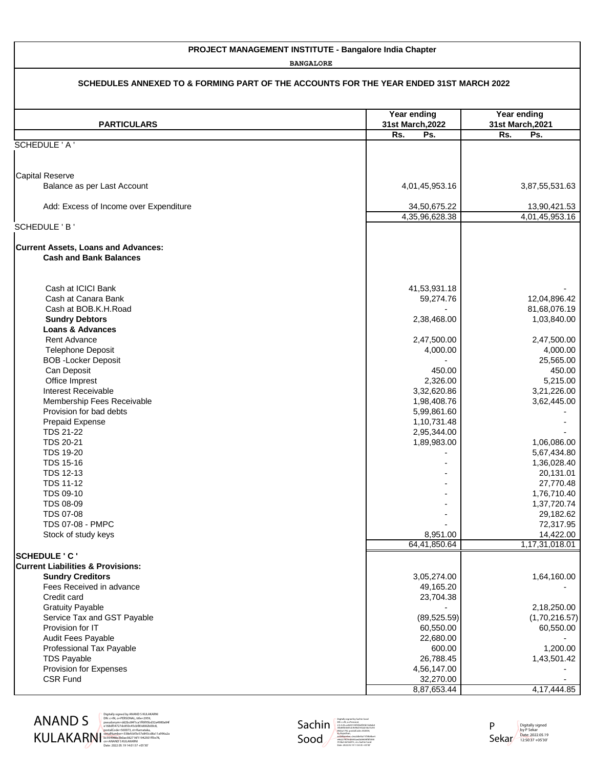**PROJECT MANAGEMENT INSTITUTE - Bangalore India Chapter**

**BANGALORE**

**SCHEDULES ANNEXED TO & FORMING PART OF THE ACCOUNTS FOR THE YEAR ENDED 31ST MARCH 2022**

| PARTICULARS | Year ending 31st March,2022 | Year ending 31st March,2021 |
|---|---|---|
| | Rs. Ps. | Rs. Ps. |
| SCHEDULE ' A ' | | |
| Capital Reserve | | |
| Balance as per Last Account | 4,01,45,953.16 | 3,87,55,531.63 |
| Add: Excess of Income over Expenditure | 34,50,675.22 | 13,90,421.53 |
| | 4,35,96,628.38 | 4,01,45,953.16 |
| SCHEDULE ' B ' | | |
| **Current Assets, Loans and Advances:** | | |
| **Cash and Bank Balances** | | |
| Cash at ICICI Bank | 41,53,931.18 | - |
| Cash at Canara Bank | 59,274.76 | 12,04,896.42 |
| Cash at BOB.K.H.Road | - | 81,68,076.19 |
| **Sundry Debtors** | 2,38,468.00 | 1,03,840.00 |
| **Loans & Advances** | | |
| Rent Advance | 2,47,500.00 | 2,47,500.00 |
| Telephone Deposit | 4,000.00 | 4,000.00 |
| BOB -Locker Deposit | - | 25,565.00 |
| Can Deposit | 450.00 | 450.00 |
| Office Imprest | 2,326.00 | 5,215.00 |
| Interest Receivable | 3,32,620.86 | 3,21,226.00 |
| Membership Fees Receivable | 1,98,408.76 | 3,62,445.00 |
| Provision for bad debts | 5,99,861.60 | - |
| Prepaid Expense | 1,10,731.48 | - |
| TDS 21-22 | 2,95,344.00 | - |
| TDS 20-21 | 1,89,983.00 | 1,06,086.00 |
| TDS 19-20 | - | 5,67,434.80 |
| TDS 15-16 | - | 1,36,028.40 |
| TDS 12-13 | - | 20,131.01 |
| TDS 11-12 | - | 27,770.48 |
| TDS 09-10 | - | 1,76,710.40 |
| TDS 08-09 | - | 1,37,720.74 |
| TDS 07-08 | - | 29,182.62 |
| TDS 07-08 - PMPC | - | 72,317.95 |
| Stock of study keys | 8,951.00 | 14,422.00 |
| | 64,41,850.64 | 1,17,31,018.01 |
| **SCHEDULE ' C '** | | |
| **Current Liabilities & Provisions:** | | |
| **Sundry Creditors** | 3,05,274.00 | 1,64,160.00 |
| Fees Received in advance | 49,165.20 | - |
| Credit card | 23,704.38 | |
| Gratuity Payable | - | 2,18,250.00 |
| Service Tax and GST Payable | (89,525.59) | (1,70,216.57) |
| Provision for IT | 60,550.00 | 60,550.00 |
| Audit Fees Payable | 22,680.00 | - |
| Professional Tax Payable | 600.00 | 1,200.00 |
| TDS Payable | 26,788.45 | 1,43,501.42 |
| Provision for Expenses | 4,56,147.00 | - |
| CSR Fund | 32,270.00 | - |
| | 8,87,653.44 | 4,17,444.85 |

ANAND S KULAKARNI — Digitally signed by ANAND S KULAKARNI, Date: 2022.05.19 14:01:57 +05'30'

Sachin Sood — Digitally signed by Sachin Sood

P Sekar — Digitally signed by P Sekar, Date: 2022.05.19 12:50:37 +05'30'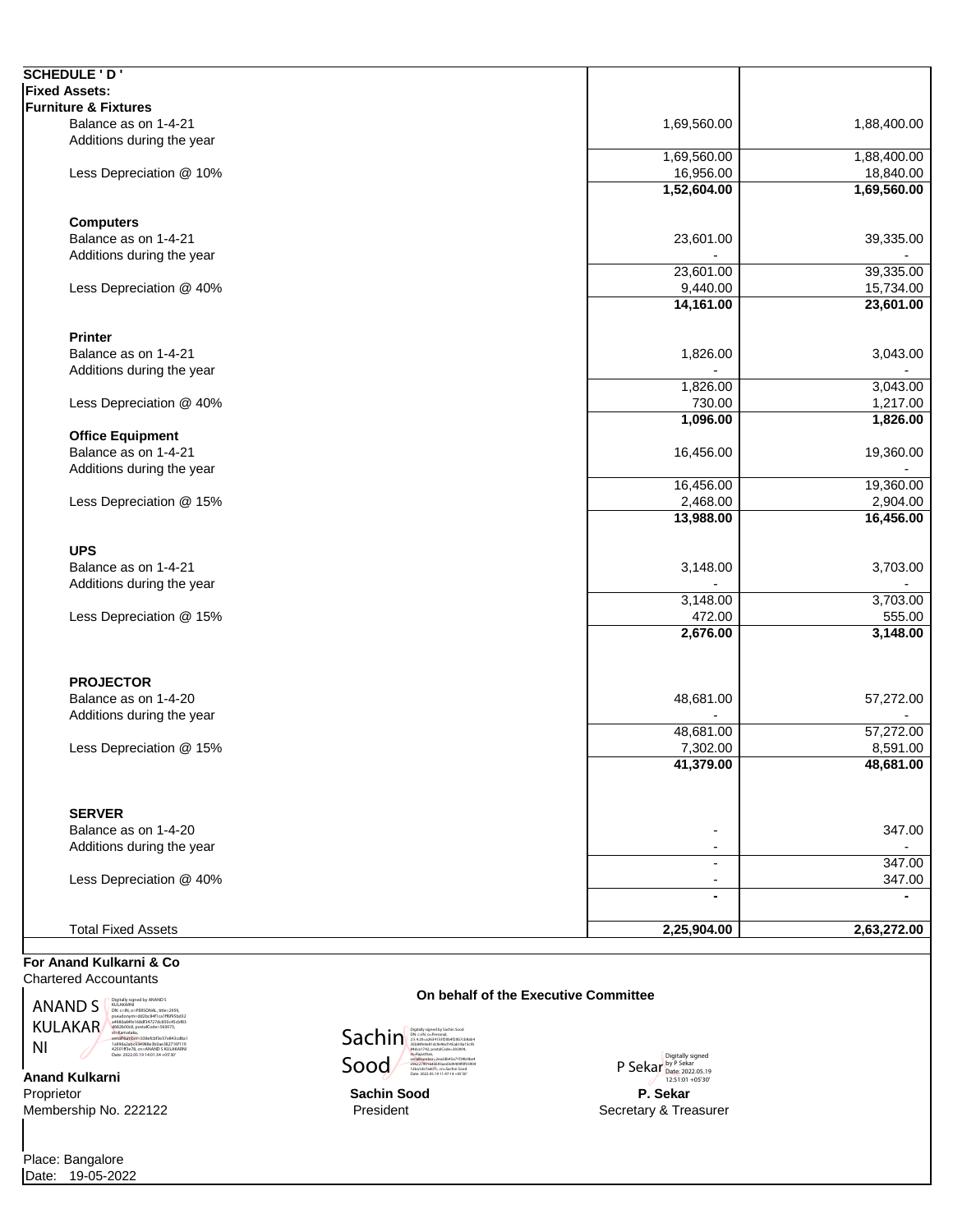**SCHEDULE ' D '**

**Fixed Assets:**

| | | |
|---|---|---|
| **Furniture & Fixtures** | | |
| Balance as on 1-4-21 | 1,69,560.00 | 1,88,400.00 |
| Additions during the year | | |
| | 1,69,560.00 | 1,88,400.00 |
| Less Depreciation @ 10% | 16,956.00 | 18,840.00 |
| | **1,52,604.00** | **1,69,560.00** |
| **Computers** | | |
| Balance as on 1-4-21 | 23,601.00 | 39,335.00 |
| Additions during the year | - | - |
| | 23,601.00 | 39,335.00 |
| Less Depreciation @ 40% | 9,440.00 | 15,734.00 |
| | **14,161.00** | **23,601.00** |
| **Printer** | | |
| Balance as on 1-4-21 | 1,826.00 | 3,043.00 |
| Additions during the year | - | - |
| | 1,826.00 | 3,043.00 |
| Less Depreciation @ 40% | 730.00 | 1,217.00 |
| | **1,096.00** | **1,826.00** |
| **Office Equipment** | | |
| Balance as on 1-4-21 | 16,456.00 | 19,360.00 |
| Additions during the year | | - |
| | 16,456.00 | 19,360.00 |
| Less Depreciation @ 15% | 2,468.00 | 2,904.00 |
| | **13,988.00** | **16,456.00** |
| **UPS** | | |
| Balance as on 1-4-21 | 3,148.00 | 3,703.00 |
| Additions during the year | - | - |
| | 3,148.00 | 3,703.00 |
| Less Depreciation @ 15% | 472.00 | 555.00 |
| | **2,676.00** | **3,148.00** |
| **PROJECTOR** | | |
| Balance as on 1-4-20 | 48,681.00 | 57,272.00 |
| Additions during the year | - | - |
| | 48,681.00 | 57,272.00 |
| Less Depreciation @ 15% | 7,302.00 | 8,591.00 |
| | **41,379.00** | **48,681.00** |
| **SERVER** | | |
| Balance as on 1-4-20 | - | 347.00 |
| Additions during the year | - | - |
| | - | 347.00 |
| Less Depreciation @ 40% | - | 347.00 |
| | **-** | **-** |
| Total Fixed Assets | **2,25,904.00** | **2,63,272.00** |

**For Anand Kulkarni & Co**
Chartered Accountants

**On behalf of the Executive Committee**

| | | |
|---|---|---|
| **Anand Kulkarni** | **Sachin Sood** | **P. Sekar** |
| Proprietor | President | Secretary & Treasurer |
| Membership No. 222122 | | |

Place: Bangalore
Date: 19-05-2022